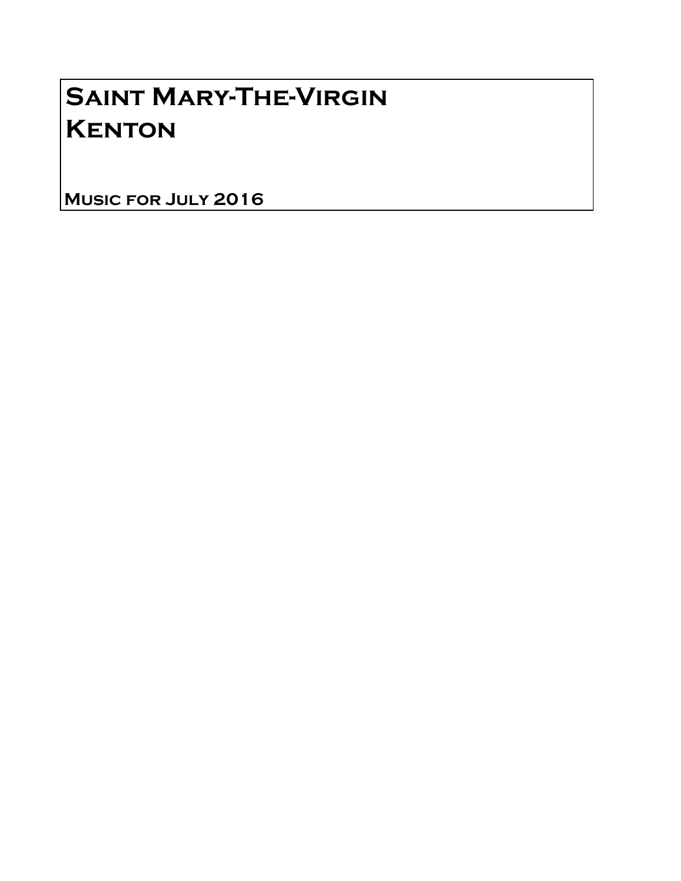# Saint Mary-The-Virgin
# Kenton

**Music for July 2016**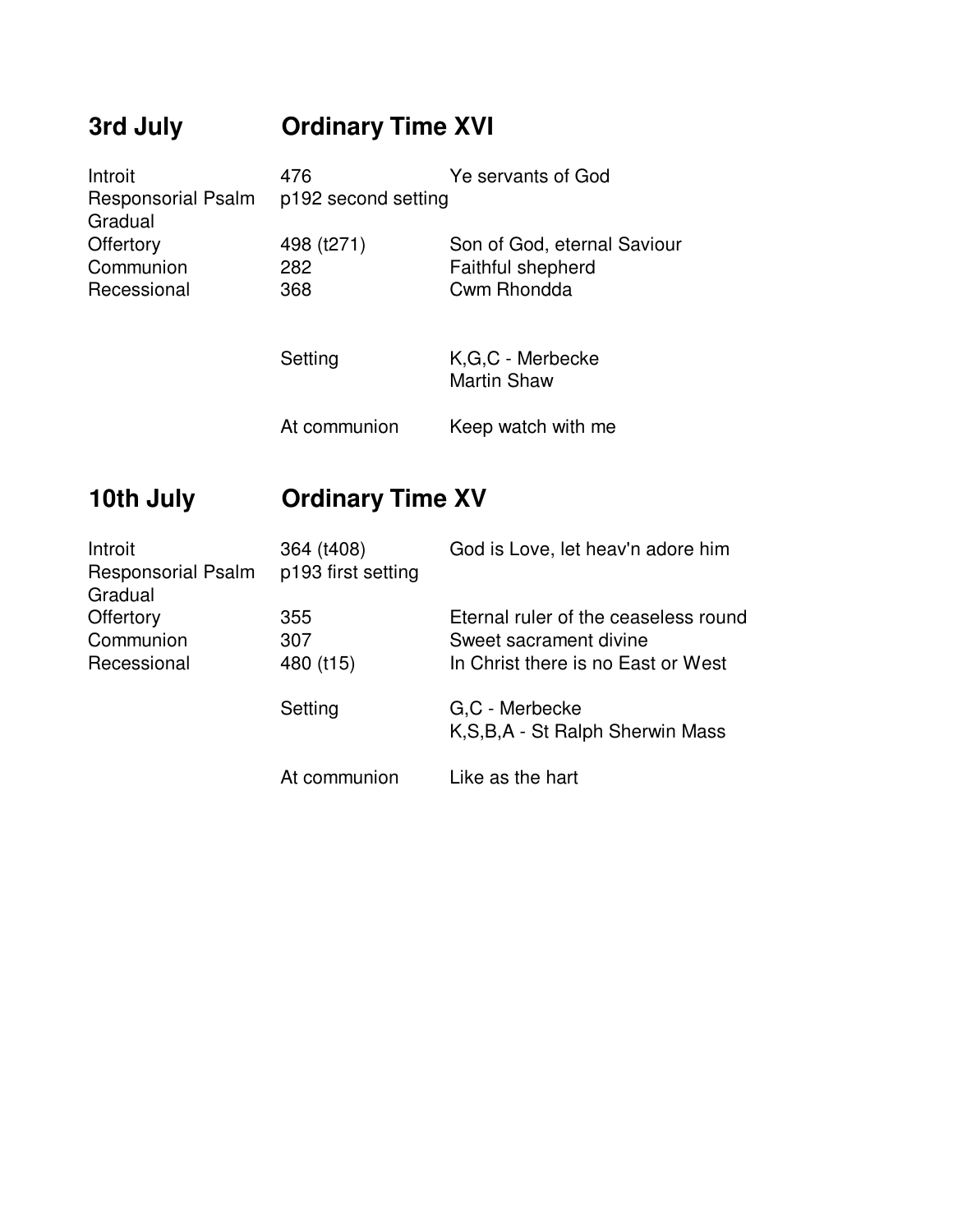## 3rd July — Ordinary Time XVI

| | | |
|---|---|---|
| Introit | 476 | Ye servants of God |
| Responsorial Psalm | p192 second setting | |
| Gradual | | |
| Offertory | 498 (t271) | Son of God, eternal Saviour |
| Communion | 282 | Faithful shepherd |
| Recessional | 368 | Cwm Rhondda |
| | Setting | K,G,C - Merbecke<br>Martin Shaw |
| | At communion | Keep watch with me |

## 10th July — Ordinary Time XV

| | | |
|---|---|---|
| Introit | 364 (t408) | God is Love, let heav'n adore him |
| Responsorial Psalm | p193 first setting | |
| Gradual | | |
| Offertory | 355 | Eternal ruler of the ceaseless round |
| Communion | 307 | Sweet sacrament divine |
| Recessional | 480 (t15) | In Christ there is no East or West |
| | Setting | G,C - Merbecke<br>K,S,B,A - St Ralph Sherwin Mass |
| | At communion | Like as the hart |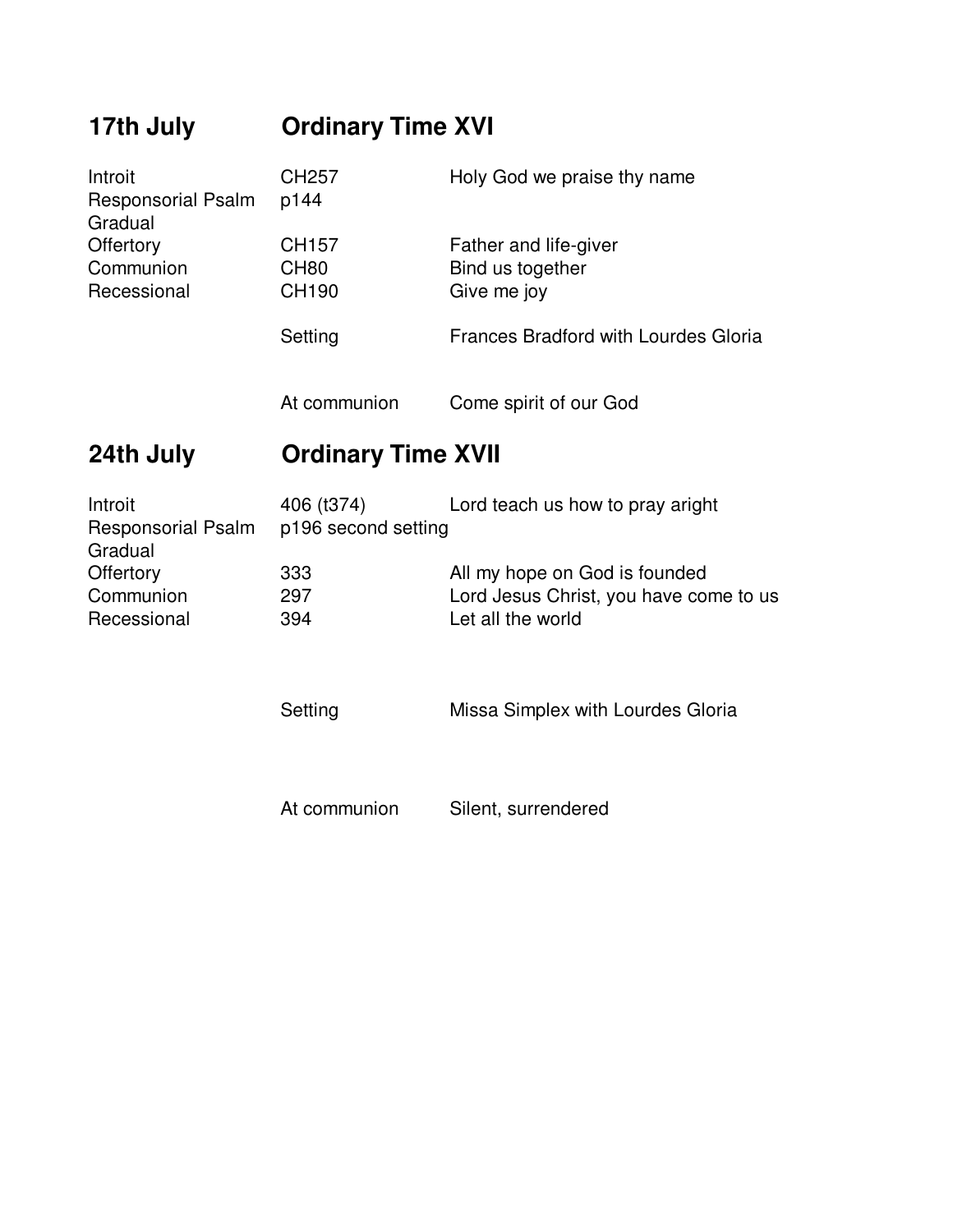## 17th July — Ordinary Time XVI

| | | |
|---|---|---|
| Introit | CH257 | Holy God we praise thy name |
| Responsorial Psalm | p144 | |
| Gradual | | |
| Offertory | CH157 | Father and life-giver |
| Communion | CH80 | Bind us together |
| Recessional | CH190 | Give me joy |
| | Setting | Frances Bradford with Lourdes Gloria |
| | At communion | Come spirit of our God |

## 24th July — Ordinary Time XVII

| | | |
|---|---|---|
| Introit | 406 (t374) | Lord teach us how to pray aright |
| Responsorial Psalm | p196 second setting | |
| Gradual | | |
| Offertory | 333 | All my hope on God is founded |
| Communion | 297 | Lord Jesus Christ, you have come to us |
| Recessional | 394 | Let all the world |
| | Setting | Missa Simplex with Lourdes Gloria |
| | At communion | Silent, surrendered |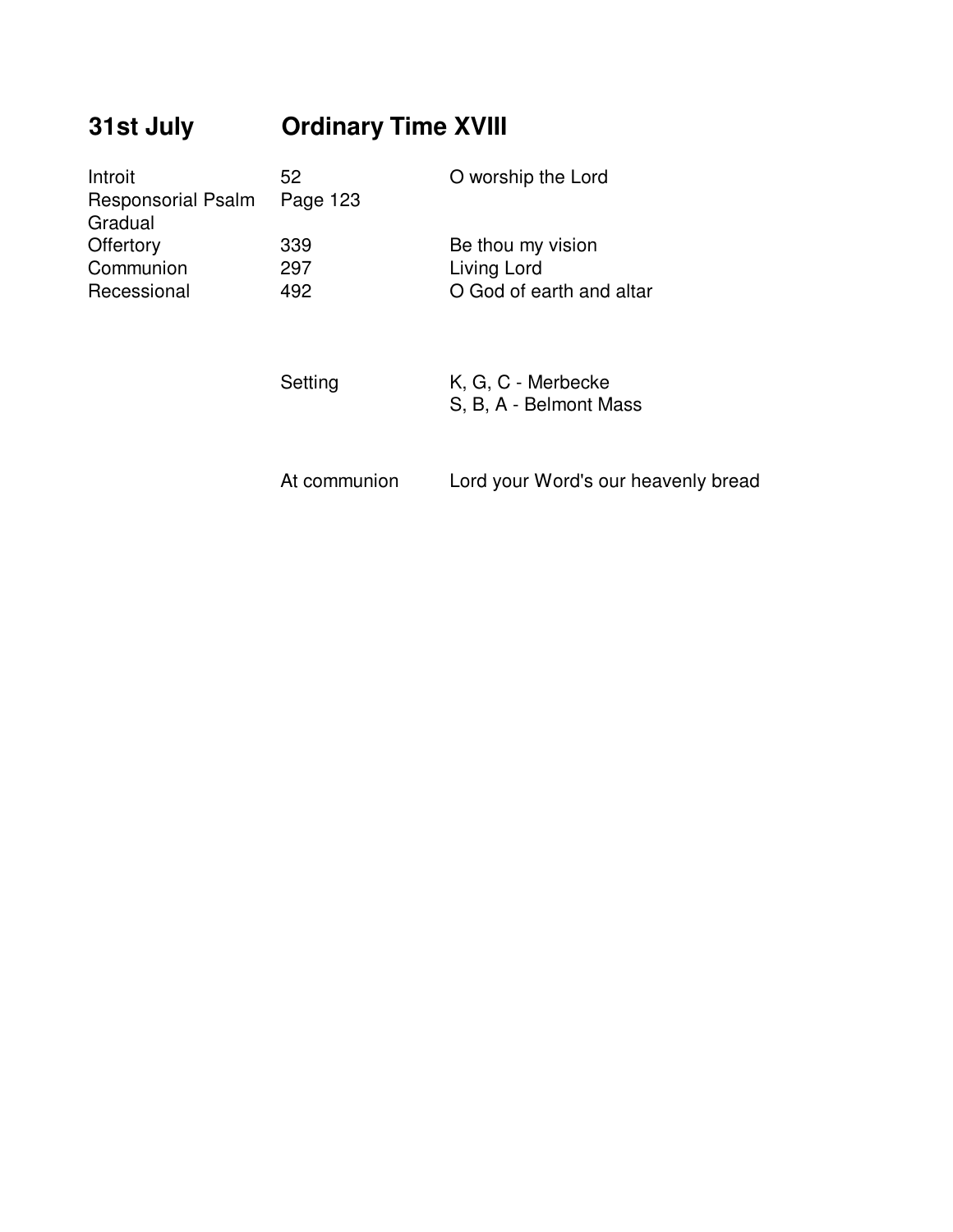## 31st July — Ordinary Time XVIII

| | | |
|---|---|---|
| Introit | 52 | O worship the Lord |
| Responsorial Psalm | Page 123 | |
| Gradual | | |
| Offertory | 339 | Be thou my vision |
| Communion | 297 | Living Lord |
| Recessional | 492 | O God of earth and altar |

| | |
|---|---|
| Setting | K, G, C - Merbecke<br>S, B, A - Belmont Mass |
| At communion | Lord your Word's our heavenly bread |